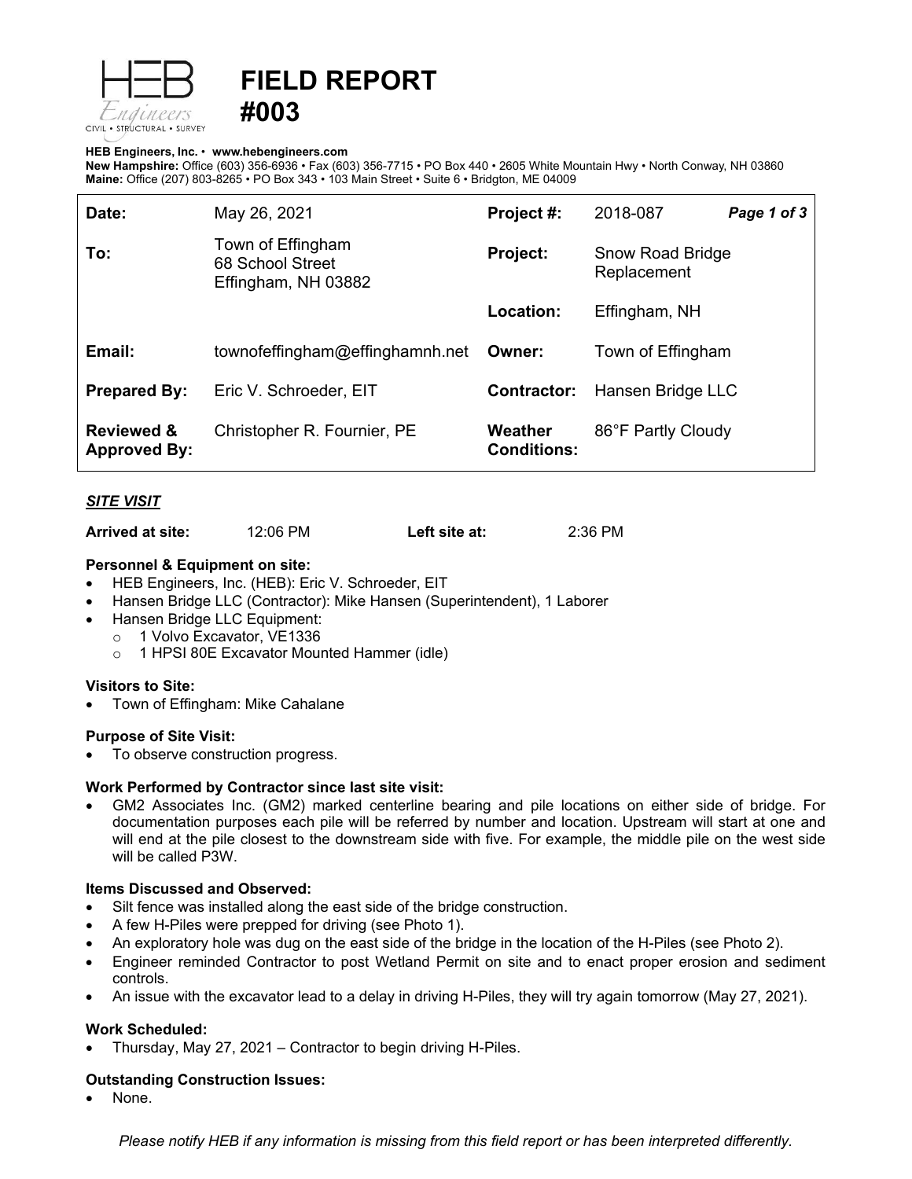# FIELD REPORT #003

**HEB Engineers, Inc.** • **www.hebengineers.com**
**New Hampshire:** Office (603) 356-6936 • Fax (603) 356-7715 • PO Box 440 • 2605 White Mountain Hwy • North Conway, NH 03860
**Maine:** Office (207) 803-8265 • PO Box 343 • 103 Main Street • Suite 6 • Bridgton, ME 04009

| | | | |
|---|---|---|---|
| **Date:** | May 26, 2021 | **Project #:** | 2018-087 |
| **To:** | Town of Effingham<br>68 School Street<br>Effingham, NH 03882 | **Project:** | Snow Road Bridge Replacement |
| | | **Location:** | Effingham, NH |
| **Email:** | townofeffingham@effinghamnh.net | **Owner:** | Town of Effingham |
| **Prepared By:** | Eric V. Schroeder, EIT | **Contractor:** | Hansen Bridge LLC |
| **Reviewed & Approved By:** | Christopher R. Fournier, PE | **Weather Conditions:** | 86°F Partly Cloudy |

### *SITE VISIT*

**Arrived at site:** 12:06 PM **Left site at:** 2:36 PM

**Personnel & Equipment on site:**

- HEB Engineers, Inc. (HEB): Eric V. Schroeder, EIT
- Hansen Bridge LLC (Contractor): Mike Hansen (Superintendent), 1 Laborer
- Hansen Bridge LLC Equipment:
  - 1 Volvo Excavator, VE1336
  - 1 HPSI 80E Excavator Mounted Hammer (idle)

**Visitors to Site:**

- Town of Effingham: Mike Cahalane

**Purpose of Site Visit:**

- To observe construction progress.

**Work Performed by Contractor since last site visit:**

- GM2 Associates Inc. (GM2) marked centerline bearing and pile locations on either side of bridge. For documentation purposes each pile will be referred by number and location. Upstream will start at one and will end at the pile closest to the downstream side with five. For example, the middle pile on the west side will be called P3W.

**Items Discussed and Observed:**

- Silt fence was installed along the east side of the bridge construction.
- A few H-Piles were prepped for driving (see Photo 1).
- An exploratory hole was dug on the east side of the bridge in the location of the H-Piles (see Photo 2).
- Engineer reminded Contractor to post Wetland Permit on site and to enact proper erosion and sediment controls.
- An issue with the excavator lead to a delay in driving H-Piles, they will try again tomorrow (May 27, 2021).

**Work Scheduled:**

- Thursday, May 27, 2021 – Contractor to begin driving H-Piles.

**Outstanding Construction Issues:**

- None.

*Please notify HEB if any information is missing from this field report or has been interpreted differently.*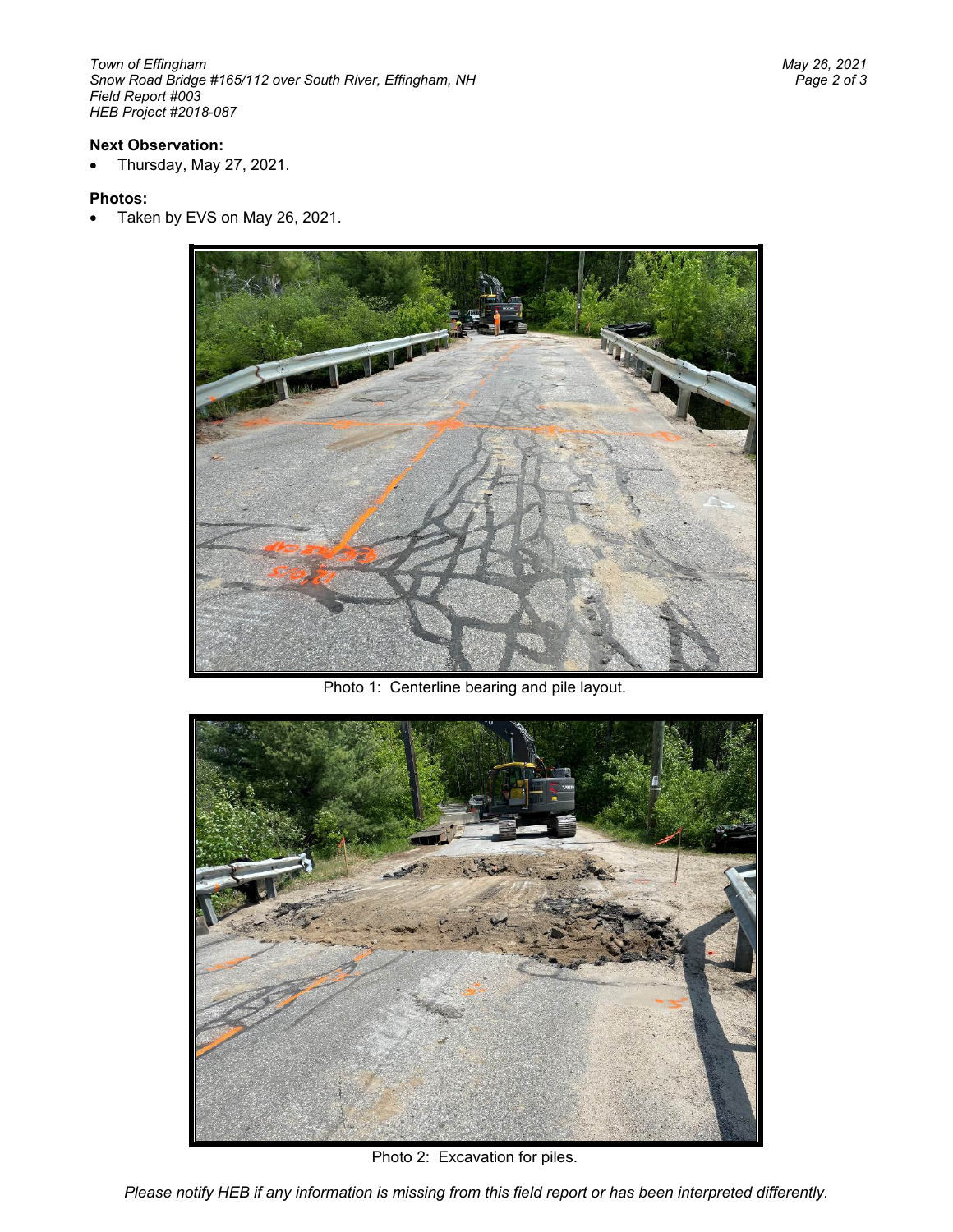**Next Observation:**

- Thursday, May 27, 2021.

**Photos:**

- Taken by EVS on May 26, 2021.

Photo 1: Centerline bearing and pile layout.

Photo 2: Excavation for piles.

*Please notify HEB if any information is missing from this field report or has been interpreted differently.*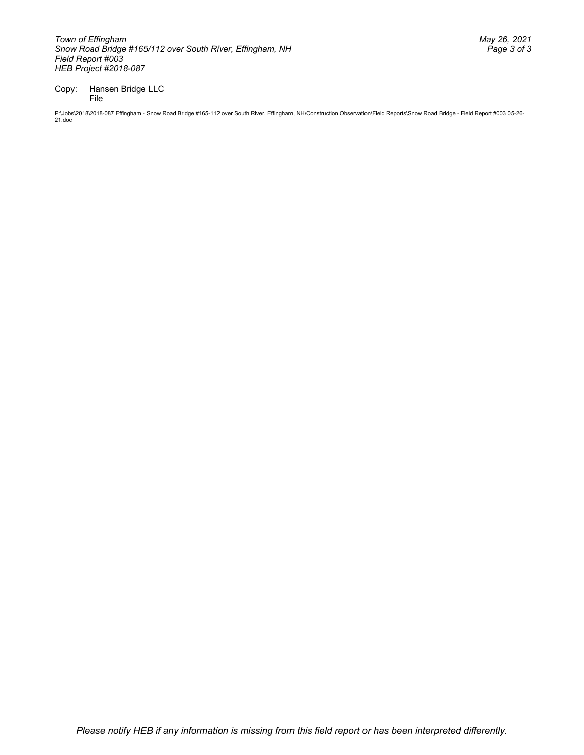Copy: Hansen Bridge LLC
File

P:\Jobs\2018\2018-087 Effingham - Snow Road Bridge #165-112 over South River, Effingham, NH\Construction Observation\Field Reports\Snow Road Bridge - Field Report #003 05-26-21.doc

*Please notify HEB if any information is missing from this field report or has been interpreted differently.*